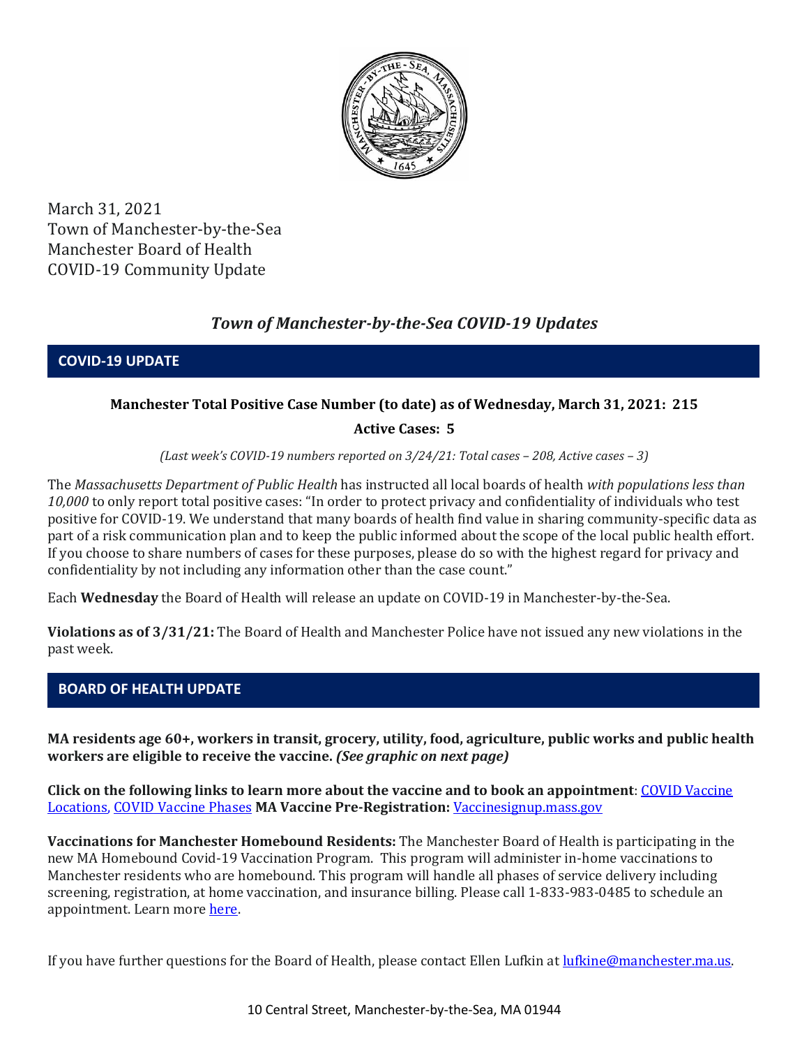March 31, 2021
Town of Manchester-by-the-Sea
Manchester Board of Health
COVID-19 Community Update

# *Town of Manchester-by-the-Sea COVID-19 Updates*

## COVID-19 UPDATE

**Manchester Total Positive Case Number (to date) as of Wednesday, March 31, 2021: 215**

**Active Cases: 5**

*(Last week's COVID-19 numbers reported on 3/24/21: Total cases – 208, Active cases – 3)*

The *Massachusetts Department of Public Health* has instructed all local boards of health *with populations less than 10,000* to only report total positive cases: "In order to protect privacy and confidentiality of individuals who test positive for COVID-19. We understand that many boards of health find value in sharing community-specific data as part of a risk communication plan and to keep the public informed about the scope of the local public health effort. If you choose to share numbers of cases for these purposes, please do so with the highest regard for privacy and confidentiality by not including any information other than the case count."

Each **Wednesday** the Board of Health will release an update on COVID-19 in Manchester-by-the-Sea.

**Violations as of 3/31/21:** The Board of Health and Manchester Police have not issued any new violations in the past week.

## BOARD OF HEALTH UPDATE

**MA residents age 60+, workers in transit, grocery, utility, food, agriculture, public works and public health workers are eligible to receive the vaccine.** ***(See graphic on next page)***

**Click on the following links to learn more about the vaccine and to book an appointment**: COVID Vaccine Locations, COVID Vaccine Phases **MA Vaccine Pre-Registration:** Vaccinesignup.mass.gov

**Vaccinations for Manchester Homebound Residents:** The Manchester Board of Health is participating in the new MA Homebound Covid-19 Vaccination Program. This program will administer in-home vaccinations to Manchester residents who are homebound. This program will handle all phases of service delivery including screening, registration, at home vaccination, and insurance billing. Please call 1-833-983-0485 to schedule an appointment. Learn more here.

If you have further questions for the Board of Health, please contact Ellen Lufkin at lufkine@manchester.ma.us.

10 Central Street, Manchester-by-the-Sea, MA 01944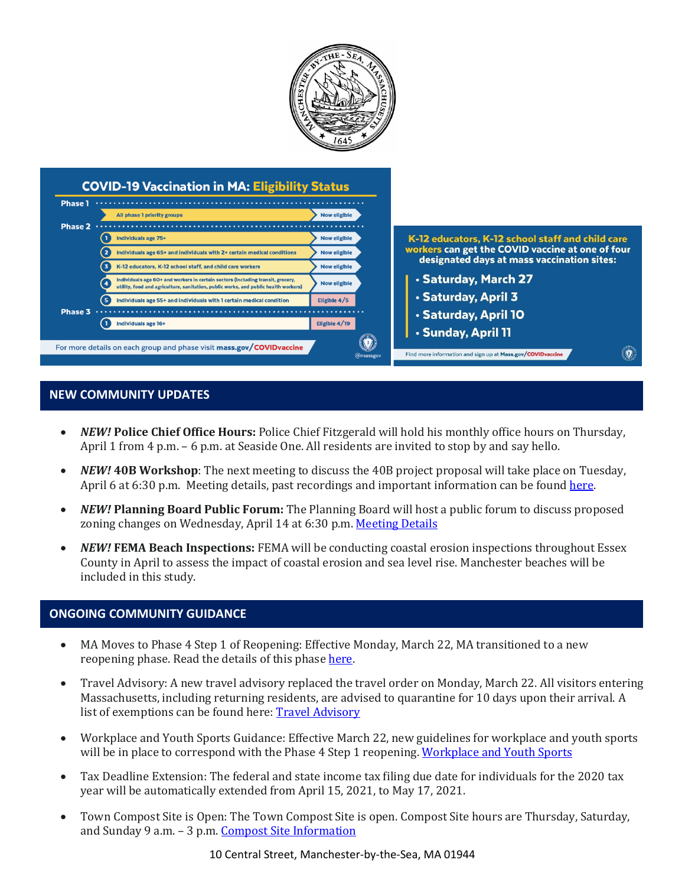## COVID-19 Vaccination in MA: Eligibility Status

| Phase | Group | Status |
|---|---|---|
| Phase 1 | All phase 1 priority groups | Now eligible |
| Phase 2 | 1 Individuals age 75+ | Now eligible |
| | 2 Individuals age 65+ and individuals with 2+ certain medical conditions | Now eligible |
| | 3 K-12 educators, K-12 school staff, and child care workers | Now eligible |
| | 4 Individuals age 60+ and workers in certain sectors (including transit, grocery, utility, food and agriculture, sanitation, public works, and public health workers) | Now eligible |
| | 5 Individuals age 55+ and individuals with 1 certain medical condition | Eligible 4/5 |
| Phase 3 | 1 Individuals age 16+ | Eligible 4/19 |

For more details on each group and phase visit mass.gov/COVIDvaccine

@massgov

K-12 educators, K-12 school staff and child care workers can get the COVID vaccine at one of four designated days at mass vaccination sites:

- Saturday, March 27
- Saturday, April 3
- Saturday, April 10
- Sunday, April 11

Find more information and sign up at Mass.gov/COVIDvaccine

## NEW COMMUNITY UPDATES

- ***NEW!* Police Chief Office Hours:** Police Chief Fitzgerald will hold his monthly office hours on Thursday, April 1 from 4 p.m. – 6 p.m. at Seaside One. All residents are invited to stop by and say hello.
- ***NEW!* 40B Workshop**: The next meeting to discuss the 40B project proposal will take place on Tuesday, April 6 at 6:30 p.m. Meeting details, past recordings and important information can be found here.
- ***NEW!* Planning Board Public Forum:** The Planning Board will host a public forum to discuss proposed zoning changes on Wednesday, April 14 at 6:30 p.m. Meeting Details
- ***NEW!* FEMA Beach Inspections:** FEMA will be conducting coastal erosion inspections throughout Essex County in April to assess the impact of coastal erosion and sea level rise. Manchester beaches will be included in this study.

## ONGOING COMMUNITY GUIDANCE

- MA Moves to Phase 4 Step 1 of Reopening: Effective Monday, March 22, MA transitioned to a new reopening phase. Read the details of this phase here.
- Travel Advisory: A new travel advisory replaced the travel order on Monday, March 22. All visitors entering Massachusetts, including returning residents, are advised to quarantine for 10 days upon their arrival. A list of exemptions can be found here: Travel Advisory
- Workplace and Youth Sports Guidance: Effective March 22, new guidelines for workplace and youth sports will be in place to correspond with the Phase 4 Step 1 reopening. Workplace and Youth Sports
- Tax Deadline Extension: The federal and state income tax filing due date for individuals for the 2020 tax year will be automatically extended from April 15, 2021, to May 17, 2021.
- Town Compost Site is Open: The Town Compost Site is open. Compost Site hours are Thursday, Saturday, and Sunday 9 a.m. – 3 p.m. Compost Site Information

10 Central Street, Manchester-by-the-Sea, MA 01944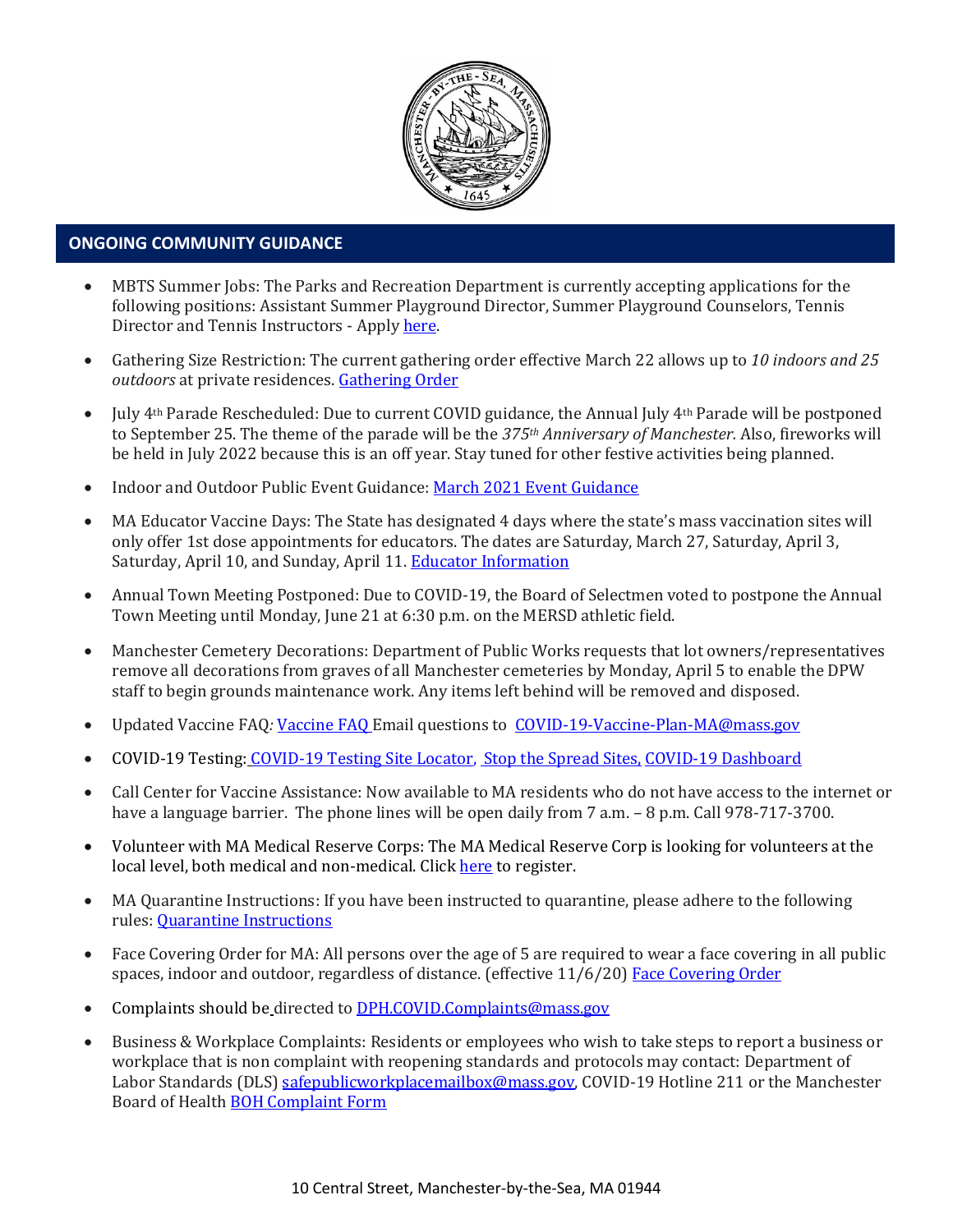## ONGOING COMMUNITY GUIDANCE

- MBTS Summer Jobs: The Parks and Recreation Department is currently accepting applications for the following positions: Assistant Summer Playground Director, Summer Playground Counselors, Tennis Director and Tennis Instructors - Apply here.
- Gathering Size Restriction: The current gathering order effective March 22 allows up to *10 indoors and 25 outdoors* at private residences. Gathering Order
- July 4th Parade Rescheduled: Due to current COVID guidance, the Annual July 4th Parade will be postponed to September 25. The theme of the parade will be the *375th Anniversary of Manchester.* Also, fireworks will be held in July 2022 because this is an off year. Stay tuned for other festive activities being planned.
- Indoor and Outdoor Public Event Guidance: March 2021 Event Guidance
- MA Educator Vaccine Days: The State has designated 4 days where the state's mass vaccination sites will only offer 1st dose appointments for educators. The dates are Saturday, March 27, Saturday, April 3, Saturday, April 10, and Sunday, April 11. Educator Information
- Annual Town Meeting Postponed: Due to COVID-19, the Board of Selectmen voted to postpone the Annual Town Meeting until Monday, June 21 at 6:30 p.m. on the MERSD athletic field.
- Manchester Cemetery Decorations: Department of Public Works requests that lot owners/representatives remove all decorations from graves of all Manchester cemeteries by Monday, April 5 to enable the DPW staff to begin grounds maintenance work. Any items left behind will be removed and disposed.
- Updated Vaccine FAQ*:* Vaccine FAQ Email questions to COVID-19-Vaccine-Plan-MA@mass.gov
- COVID-19 Testing: COVID-19 Testing Site Locator, Stop the Spread Sites, COVID-19 Dashboard
- Call Center for Vaccine Assistance: Now available to MA residents who do not have access to the internet or have a language barrier. The phone lines will be open daily from 7 a.m. – 8 p.m. Call 978-717-3700.
- Volunteer with MA Medical Reserve Corps: The MA Medical Reserve Corp is looking for volunteers at the local level, both medical and non-medical. Click here to register.
- MA Quarantine Instructions: If you have been instructed to quarantine, please adhere to the following rules: Quarantine Instructions
- Face Covering Order for MA: All persons over the age of 5 are required to wear a face covering in all public spaces, indoor and outdoor, regardless of distance. (effective 11/6/20) Face Covering Order
- Complaints should be directed to DPH.COVID.Complaints@mass.gov
- Business & Workplace Complaints: Residents or employees who wish to take steps to report a business or workplace that is non complaint with reopening standards and protocols may contact: Department of Labor Standards (DLS) safepublicworkplacemailbox@mass.gov, COVID-19 Hotline 211 or the Manchester Board of Health BOH Complaint Form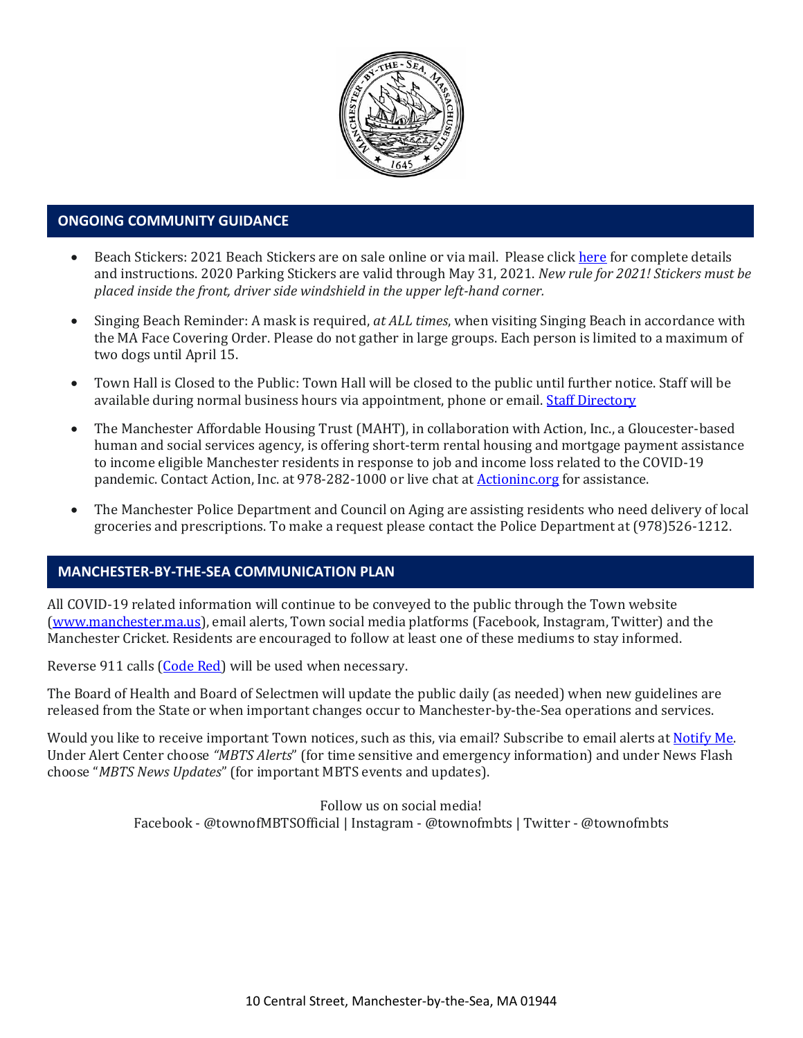## ONGOING COMMUNITY GUIDANCE

- Beach Stickers: 2021 Beach Stickers are on sale online or via mail. Please click here for complete details and instructions. 2020 Parking Stickers are valid through May 31, 2021. *New rule for 2021! Stickers must be placed inside the front, driver side windshield in the upper left-hand corner.*
- Singing Beach Reminder: A mask is required, *at ALL times*, when visiting Singing Beach in accordance with the MA Face Covering Order. Please do not gather in large groups. Each person is limited to a maximum of two dogs until April 15.
- Town Hall is Closed to the Public: Town Hall will be closed to the public until further notice. Staff will be available during normal business hours via appointment, phone or email. Staff Directory
- The Manchester Affordable Housing Trust (MAHT), in collaboration with Action, Inc., a Gloucester-based human and social services agency, is offering short-term rental housing and mortgage payment assistance to income eligible Manchester residents in response to job and income loss related to the COVID-19 pandemic. Contact Action, Inc. at 978-282-1000 or live chat at Actioninc.org for assistance.
- The Manchester Police Department and Council on Aging are assisting residents who need delivery of local groceries and prescriptions. To make a request please contact the Police Department at (978)526-1212.

## MANCHESTER-BY-THE-SEA COMMUNICATION PLAN

All COVID-19 related information will continue to be conveyed to the public through the Town website (www.manchester.ma.us), email alerts, Town social media platforms (Facebook, Instagram, Twitter) and the Manchester Cricket. Residents are encouraged to follow at least one of these mediums to stay informed.

Reverse 911 calls (Code Red) will be used when necessary.

The Board of Health and Board of Selectmen will update the public daily (as needed) when new guidelines are released from the State or when important changes occur to Manchester-by-the-Sea operations and services.

Would you like to receive important Town notices, such as this, via email? Subscribe to email alerts at Notify Me. Under Alert Center choose *"MBTS Alerts*" (for time sensitive and emergency information) and under News Flash choose "*MBTS News Updates*" (for important MBTS events and updates).

Follow us on social media!
Facebook - @townofMBTSOfficial | Instagram - @townofmbts | Twitter - @townofmbts

10 Central Street, Manchester-by-the-Sea, MA 01944